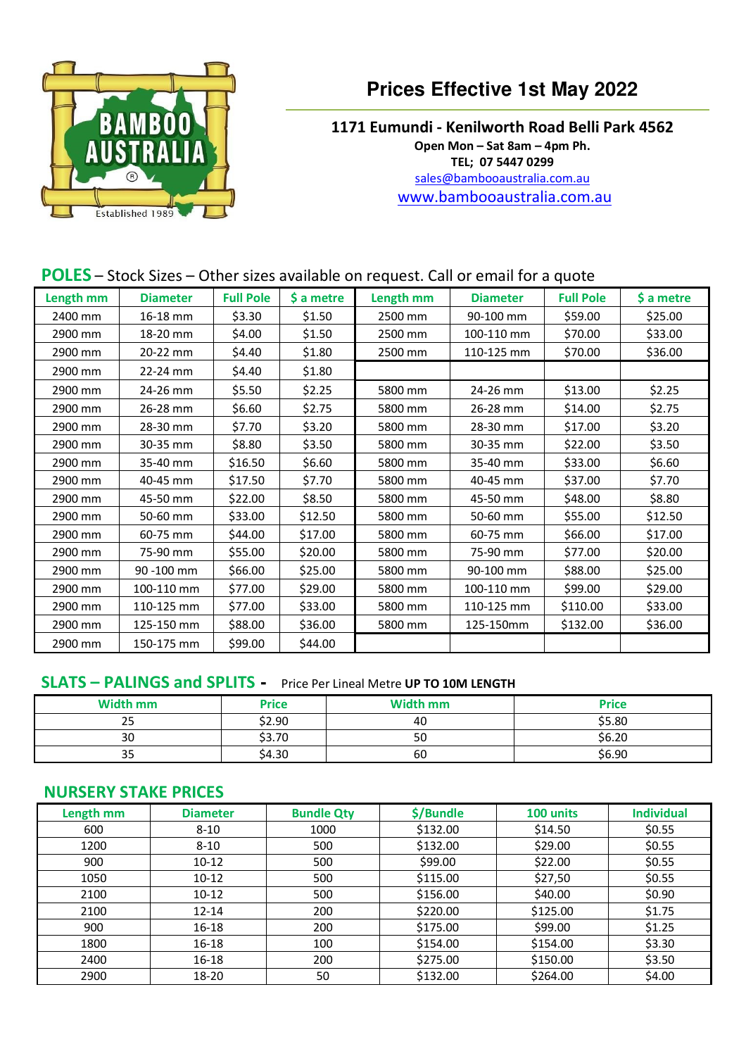BAMBOO AUSTRALIA ® Established 1989

# Prices Effective 1st May 2022

**1171 Eumundi - Kenilworth Road Belli Park 4562**

**Open Mon – Sat 8am – 4pm Ph.**

**TEL; 07 5447 0299**

sales@bambooaustralia.com.au

www.bambooaustralia.com.au

## POLES – Stock Sizes – Other sizes available on request. Call or email for a quote

| Length mm | Diameter | Full Pole | $ a metre | Length mm | Diameter | Full Pole | $ a metre |
|---|---|---|---|---|---|---|---|
| 2400 mm | 16-18 mm | $3.30 | $1.50 | 2500 mm | 90-100 mm | $59.00 | $25.00 |
| 2900 mm | 18-20 mm | $4.00 | $1.50 | 2500 mm | 100-110 mm | $70.00 | $33.00 |
| 2900 mm | 20-22 mm | $4.40 | $1.80 | 2500 mm | 110-125 mm | $70.00 | $36.00 |
| 2900 mm | 22-24 mm | $4.40 | $1.80 | | | | |
| 2900 mm | 24-26 mm | $5.50 | $2.25 | 5800 mm | 24-26 mm | $13.00 | $2.25 |
| 2900 mm | 26-28 mm | $6.60 | $2.75 | 5800 mm | 26-28 mm | $14.00 | $2.75 |
| 2900 mm | 28-30 mm | $7.70 | $3.20 | 5800 mm | 28-30 mm | $17.00 | $3.20 |
| 2900 mm | 30-35 mm | $8.80 | $3.50 | 5800 mm | 30-35 mm | $22.00 | $3.50 |
| 2900 mm | 35-40 mm | $16.50 | $6.60 | 5800 mm | 35-40 mm | $33.00 | $6.60 |
| 2900 mm | 40-45 mm | $17.50 | $7.70 | 5800 mm | 40-45 mm | $37.00 | $7.70 |
| 2900 mm | 45-50 mm | $22.00 | $8.50 | 5800 mm | 45-50 mm | $48.00 | $8.80 |
| 2900 mm | 50-60 mm | $33.00 | $12.50 | 5800 mm | 50-60 mm | $55.00 | $12.50 |
| 2900 mm | 60-75 mm | $44.00 | $17.00 | 5800 mm | 60-75 mm | $66.00 | $17.00 |
| 2900 mm | 75-90 mm | $55.00 | $20.00 | 5800 mm | 75-90 mm | $77.00 | $20.00 |
| 2900 mm | 90 -100 mm | $66.00 | $25.00 | 5800 mm | 90-100 mm | $88.00 | $25.00 |
| 2900 mm | 100-110 mm | $77.00 | $29.00 | 5800 mm | 100-110 mm | $99.00 | $29.00 |
| 2900 mm | 110-125 mm | $77.00 | $33.00 | 5800 mm | 110-125 mm | $110.00 | $33.00 |
| 2900 mm | 125-150 mm | $88.00 | $36.00 | 5800 mm | 125-150mm | $132.00 | $36.00 |
| 2900 mm | 150-175 mm | $99.00 | $44.00 | | | | |

## SLATS – PALINGS and SPLITS - Price Per Lineal Metre **UP TO 10M LENGTH**

| Width mm | Price | Width mm | Price |
|---|---|---|---|
| 25 | $2.90 | 40 | $5.80 |
| 30 | $3.70 | 50 | $6.20 |
| 35 | $4.30 | 60 | $6.90 |

## NURSERY STAKE PRICES

| Length mm | Diameter | Bundle Qty | $/Bundle | 100 units | Individual |
|---|---|---|---|---|---|
| 600 | 8-10 | 1000 | $132.00 | $14.50 | $0.55 |
| 1200 | 8-10 | 500 | $132.00 | $29.00 | $0.55 |
| 900 | 10-12 | 500 | $99.00 | $22.00 | $0.55 |
| 1050 | 10-12 | 500 | $115.00 | $27,50 | $0.55 |
| 2100 | 10-12 | 500 | $156.00 | $40.00 | $0.90 |
| 2100 | 12-14 | 200 | $220.00 | $125.00 | $1.75 |
| 900 | 16-18 | 200 | $175.00 | $99.00 | $1.25 |
| 1800 | 16-18 | 100 | $154.00 | $154.00 | $3.30 |
| 2400 | 16-18 | 200 | $275.00 | $150.00 | $3.50 |
| 2900 | 18-20 | 50 | $132.00 | $264.00 | $4.00 |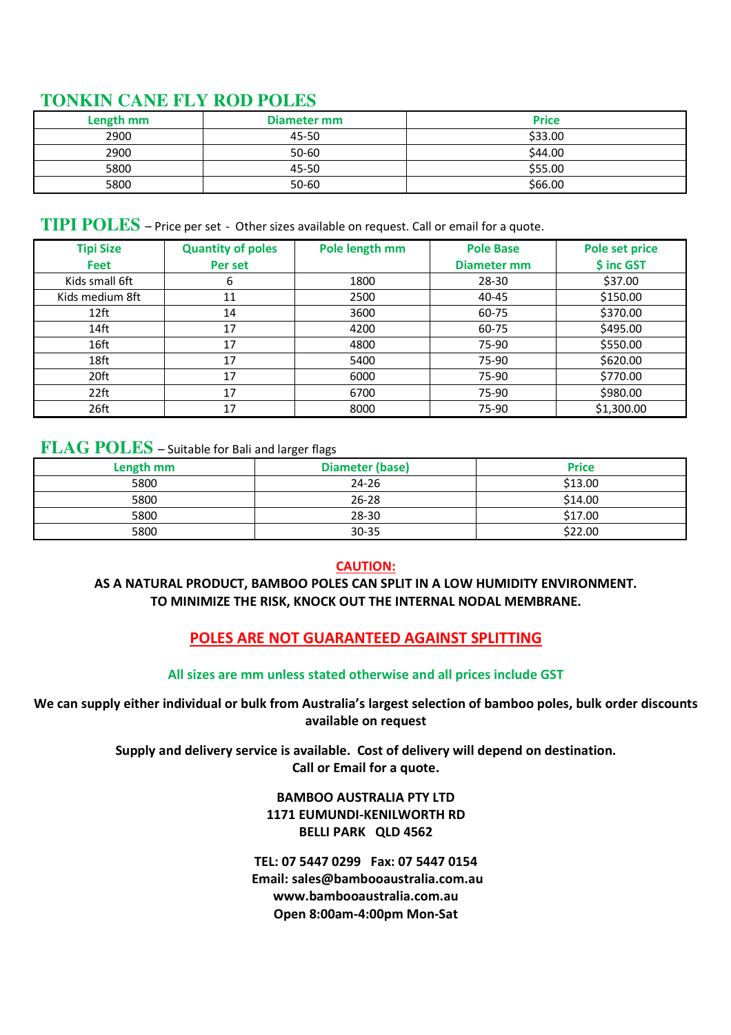## TONKIN CANE FLY ROD POLES

| Length mm | Diameter mm | Price |
|---|---|---|
| 2900 | 45-50 | $33.00 |
| 2900 | 50-60 | $44.00 |
| 5800 | 45-50 | $55.00 |
| 5800 | 50-60 | $66.00 |

## TIPI POLES – Price per set - Other sizes available on request. Call or email for a quote.

| Tipi Size Feet | Quantity of poles Per set | Pole length mm | Pole Base Diameter mm | Pole set price $ inc GST |
|---|---|---|---|---|
| Kids small 6ft | 6 | 1800 | 28-30 | $37.00 |
| Kids medium 8ft | 11 | 2500 | 40-45 | $150.00 |
| 12ft | 14 | 3600 | 60-75 | $370.00 |
| 14ft | 17 | 4200 | 60-75 | $495.00 |
| 16ft | 17 | 4800 | 75-90 | $550.00 |
| 18ft | 17 | 5400 | 75-90 | $620.00 |
| 20ft | 17 | 6000 | 75-90 | $770.00 |
| 22ft | 17 | 6700 | 75-90 | $980.00 |
| 26ft | 17 | 8000 | 75-90 | $1,300.00 |

## FLAG POLES – Suitable for Bali and larger flags

| Length mm | Diameter (base) | Price |
|---|---|---|
| 5800 | 24-26 | $13.00 |
| 5800 | 26-28 | $14.00 |
| 5800 | 28-30 | $17.00 |
| 5800 | 30-35 | $22.00 |

**CAUTION:**

**AS A NATURAL PRODUCT, BAMBOO POLES CAN SPLIT IN A LOW HUMIDITY ENVIRONMENT. TO MINIMIZE THE RISK, KNOCK OUT THE INTERNAL NODAL MEMBRANE.**

**POLES ARE NOT GUARANTEED AGAINST SPLITTING**

**All sizes are mm unless stated otherwise and all prices include GST**

**We can supply either individual or bulk from Australia's largest selection of bamboo poles, bulk order discounts available on request**

**Supply and delivery service is available. Cost of delivery will depend on destination. Call or Email for a quote.**

**BAMBOO AUSTRALIA PTY LTD**
**1171 EUMUNDI-KENILWORTH RD**
**BELLI PARK QLD 4562**

**TEL: 07 5447 0299 Fax: 07 5447 0154**
**Email: sales@bambooaustralia.com.au**
**www.bambooaustralia.com.au**
**Open 8:00am-4:00pm Mon-Sat**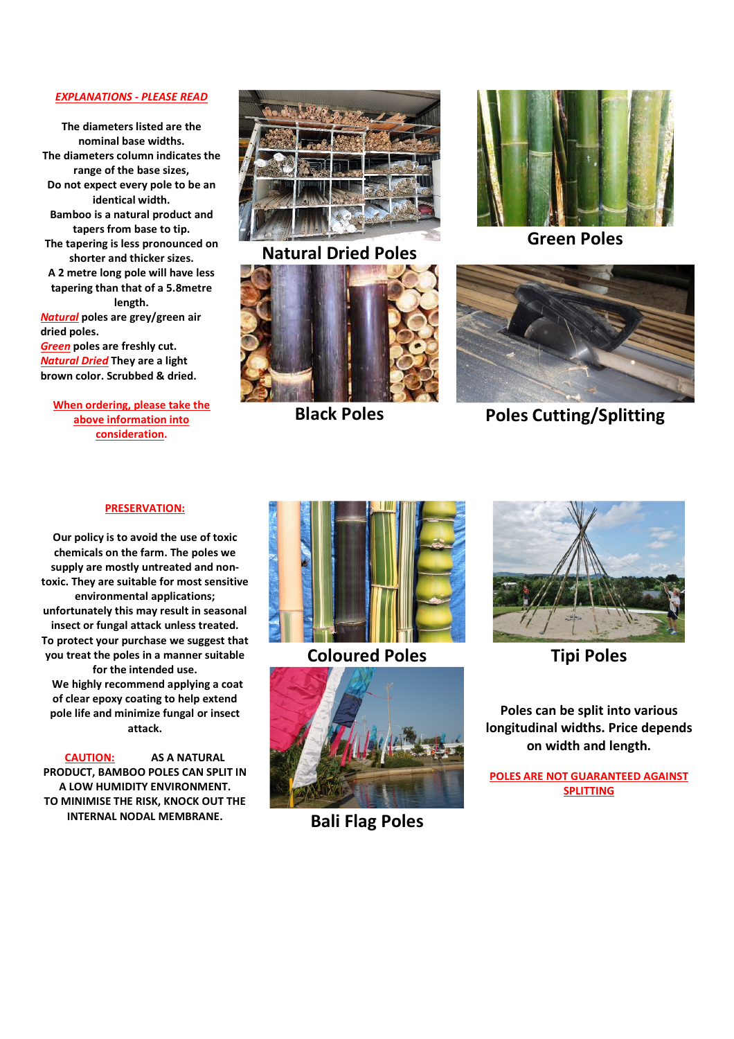***EXPLANATIONS - PLEASE READ***

**The diameters listed are the nominal base widths.**
**The diameters column indicates the range of the base sizes,**
**Do not expect every pole to be an identical width.**
**Bamboo is a natural product and tapers from base to tip.**
**The tapering is less pronounced on shorter and thicker sizes.**
**A 2 metre long pole will have less tapering than that of a 5.8metre length.**

***Natural*** **poles are grey/green air dried poles.**
***Green*** **poles are freshly cut.**
***Natural Dried*** **They are a light brown color. Scrubbed & dried.**

**When ordering, please take the above information into consideration.**

**Natural Dried Poles**

**Green Poles**

**Black Poles**

**Poles Cutting/Splitting**

**PRESERVATION:**

**Our policy is to avoid the use of toxic chemicals on the farm. The poles we supply are mostly untreated and non-toxic. They are suitable for most sensitive environmental applications; unfortunately this may result in seasonal insect or fungal attack unless treated.**
**To protect your purchase we suggest that you treat the poles in a manner suitable for the intended use.**
**We highly recommend applying a coat of clear epoxy coating to help extend pole life and minimize fungal or insect attack.**

**CAUTION:** **AS A NATURAL PRODUCT, BAMBOO POLES CAN SPLIT IN A LOW HUMIDITY ENVIRONMENT. TO MINIMISE THE RISK, KNOCK OUT THE INTERNAL NODAL MEMBRANE.**

**Coloured Poles**

**Tipi Poles**

**Bali Flag Poles**

**Poles can be split into various longitudinal widths. Price depends on width and length.**

**POLES ARE NOT GUARANTEED AGAINST SPLITTING**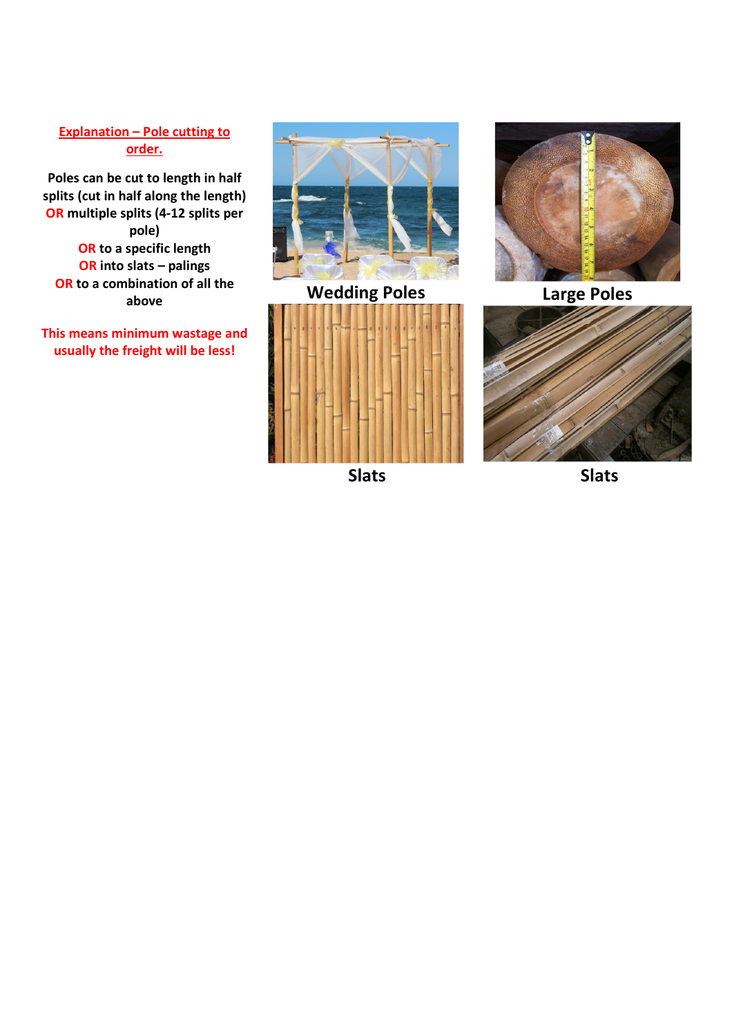## Explanation – Pole cutting to order.

**Poles can be cut to length in half splits (cut in half along the length)**
**OR multiple splits (4-12 splits per pole)**
**OR to a specific length**
**OR into slats – palings**
**OR to a combination of all the above**

**This means minimum wastage and usually the freight will be less!**

**Wedding Poles**

**Large Poles**

**Slats**

**Slats**